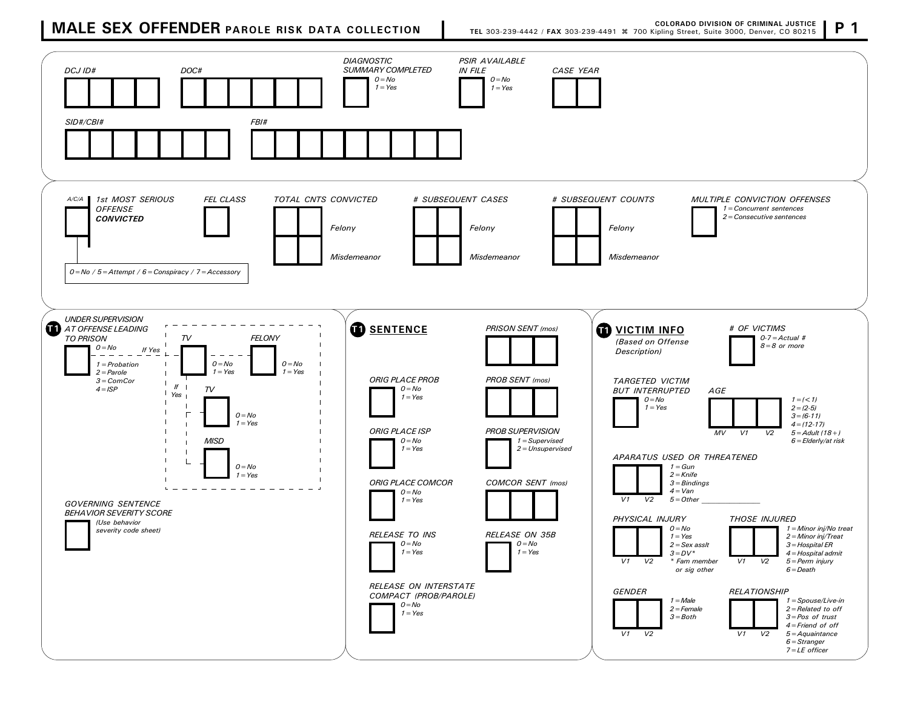# MALE SEX OFFENDER PAROLE RISK DATA COLLECTION

COLORADO DIVISION OF CRIMINAL JUSTICE
TEL 303-239-4442 / FAX 303-239-4491 ⌘ 700 Kipling Street, Suite 3000, Denver, CO 80215

P 1

*DCJ ID#*

*DOC#*

*DIAGNOSTIC SUMMARY COMPLETED*
*0 = No*
*1 = Yes*

*PSIR AVAILABLE IN FILE*
*0 = No*
*1 = Yes*

*CASE YEAR*

*SID#/CBI#*

*FBI#*

---

*A/C/A*

*1st MOST SERIOUS OFFENSE* ***CONVICTED***

*0 = No / 5 = Attempt / 6 = Conspiracy / 7 = Accessory*

*FEL CLASS*

*TOTAL CNTS CONVICTED*
*Felony*
*Misdemeanor*

*# SUBSEQUENT CASES*
*Felony*
*Misdemeanor*

*# SUBSEQUENT COUNTS*
*Felony*
*Misdemeanor*

*MULTIPLE CONVICTION OFFENSES*
*1 = Concurrent sentences*
*2 = Consecutive sentences*

---

**T1** *UNDER SUPERVISION AT OFFENSE LEADING TO PRISON*
*0 = No*
*1 = Probation*
*2 = Parole*
*3 = ComCor*
*4 = ISP*

*If Yes*

*TV*
*0 = No*
*1 = Yes*

*FELONY*
*0 = No*
*1 = Yes*

*If Yes*

*TV*
*0 = No*
*1 = Yes*

*MISD*
*0 = No*
*1 = Yes*

*GOVERNING SENTENCE BEHAVIOR SEVERITY SCORE*
*(Use behavior severity code sheet)*

---

**T1** **SENTENCE**

*PRISON SENT (mos)*

*ORIG PLACE PROB*
*0 = No*
*1 = Yes*

*PROB SENT (mos)*

*ORIG PLACE ISP*
*0 = No*
*1 = Yes*

*PROB SUPERVISION*
*1 = Supervised*
*2 = Unsupervised*

*ORIG PLACE COMCOR*
*0 = No*
*1 = Yes*

*COMCOR SENT (mos)*

*RELEASE TO INS*
*0 = No*
*1 = Yes*

*RELEASE ON 35B*
*0 = No*
*1 = Yes*

*RELEASE ON INTERSTATE COMPACT (PROB/PAROLE)*
*0 = No*
*1 = Yes*

---

**T1** **VICTIM INFO**
*(Based on Offense Description)*

*# OF VICTIMS*
*0-7 = Actual #*
*8 = 8 or more*

*TARGETED VICTIM BUT INTERRUPTED*
*0 = No*
*1 = Yes*

*AGE* (MV, V1, V2)
*1 = (< 1)*
*2 = (2-5)*
*3 = (6-11)*
*4 = (12-17)*
*5 = Adult (18+)*
*6 = Elderly/at risk*

*APARATUS USED OR THREATENED* (V1, V2)
*1 = Gun*
*2 = Knife*
*3 = Bindings*
*4 = Van*
*5 = Other \_\_\_\_\_\_\_\_\_\_\_\_\_\_\_*

*PHYSICAL INJURY* (V1, V2)
*0 = No*
*1 = Yes*
*2 = Sex asslt*
*3 = DV\**
*\* Fam member or sig other*

*THOSE INJURED* (V1, V2)
*1 = Minor inj/No treat*
*2 = Minor inj/Treat*
*3 = Hospital ER*
*4 = Hospital admit*
*5 = Perm injury*
*6 = Death*

*GENDER* (V1, V2)
*1 = Male*
*2 = Female*
*3 = Both*

*RELATIONSHIP* (V1, V2)
*1 = Spouse/Live-in*
*2 = Related to off*
*3 = Pos of trust*
*4 = Friend of off*
*5 = Aquaintance*
*6 = Stranger*
*7 = LE officer*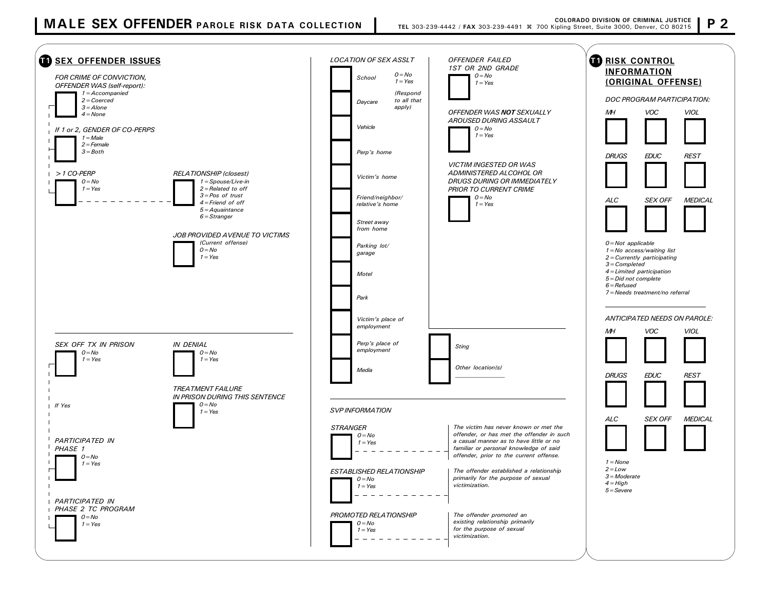# MALE SEX OFFENDER PAROLE RISK DATA COLLECTION

COLORADO DIVISION OF CRIMINAL JUSTICE
TEL 303-239-4442 / FAX 303-239-4491 ⌘ 700 Kipling Street, Suite 3000, Denver, CO 80215

## T1 SEX OFFENDER ISSUES

*FOR CRIME OF CONVICTION, OFFENDER WAS (self-report):*
☐ *1 = Accompanied*
*2 = Coerced*
*3 = Alone*
*4 = None*

*If 1 or 2, GENDER OF CO-PERPS*
☐ *1 = Male*
*2 = Female*
*3 = Both*

*> 1 CO-PERP*
☐ *0 = No*
*1 = Yes*

*RELATIONSHIP (closest)*
☐ *1 = Spouse/Live-in*
*2 = Related to off*
*3 = Pos of trust*
*4 = Friend of off*
*5 = Aquaintance*
*6 = Stranger*

*JOB PROVIDED AVENUE TO VICTIMS*
☐ *(Current offense)*
*0 = No*
*1 = Yes*

*SEX OFF TX IN PRISON*
☐ *0 = No*
*1 = Yes*

*If Yes*

*PARTICIPATED IN PHASE 1*
☐ *0 = No*
*1 = Yes*

*PARTICIPATED IN PHASE 2 TC PROGRAM*
☐ *0 = No*
*1 = Yes*

*IN DENIAL*
☐ *0 = No*
*1 = Yes*

*TREATMENT FAILURE IN PRISON DURING THIS SENTENCE*
☐ *0 = No*
*1 = Yes*

*LOCATION OF SEX ASSLT*
*0 = No*
*1 = Yes*
*(Respond to all that apply)*

☐ *School*
☐ *Daycare*
☐ *Vehicle*
☐ *Perp's home*
☐ *Victim's home*
☐ *Friend/neighbor/relative's home*
☐ *Street away from home*
☐ *Parking lot/garage*
☐ *Motel*
☐ *Park*
☐ *Victim's place of employment*
☐ *Perp's place of employment*
☐ *Media*
☐ *Sting*
☐ *Other location(s)* ________

*OFFENDER FAILED 1ST OR 2ND GRADE*
☐ *0 = No*
*1 = Yes*

*OFFENDER WAS **NOT** SEXUALLY AROUSED DURING ASSAULT*
☐ *0 = No*
*1 = Yes*

*VICTIM INGESTED OR WAS ADMINISTERED ALCOHOL OR DRUGS DURING OR IMMEDIATELY PRIOR TO CURRENT CRIME*
☐ *0 = No*
*1 = Yes*

*SVP INFORMATION*

*STRANGER*
☐ *0 = No*
*1 = Yes*

*The victim has never known or met the offender, or has met the offender in such a casual manner as to have little or no familiar or personal knowledge of said offender, prior to the current offense.*

*ESTABLISHED RELATIONSHIP*
☐ *0 = No*
*1 = Yes*

*The offender established a relationship primarily for the purpose of sexual victimization.*

*PROMOTED RELATIONSHIP*
☐ *0 = No*
*1 = Yes*

*The offender promoted an existing relationship primarily for the purpose of sexual victimization.*

## T1 RISK CONTROL INFORMATION (ORIGINAL OFFENSE)

*DOC PROGRAM PARTICIPATION:*

| *MH* | *VOC* | *VIOL* |
|---|---|---|
| ☐ | ☐ | ☐ |
| *DRUGS* | *EDUC* | *REST* |
| ☐ | ☐ | ☐ |
| *ALC* | *SEX OFF* | *MEDICAL* |
| ☐ | ☐ | ☐ |

*0 = Not applicable*
*1 = No access/waiting list*
*2 = Currently participating*
*3 = Completed*
*4 = Limited participation*
*5 = Did not complete*
*6 = Refused*
*7 = Needs treatment/no referral*

*ANTICIPATED NEEDS ON PAROLE:*

| *MH* | *VOC* | *VIOL* |
|---|---|---|
| ☐ | ☐ | ☐ |
| *DRUGS* | *EDUC* | *REST* |
| ☐ | ☐ | ☐ |
| *ALC* | *SEX OFF* | *MEDICAL* |
| ☐ | ☐ | ☐ |

*1 = None*
*2 = Low*
*3 = Moderate*
*4 = High*
*5 = Severe*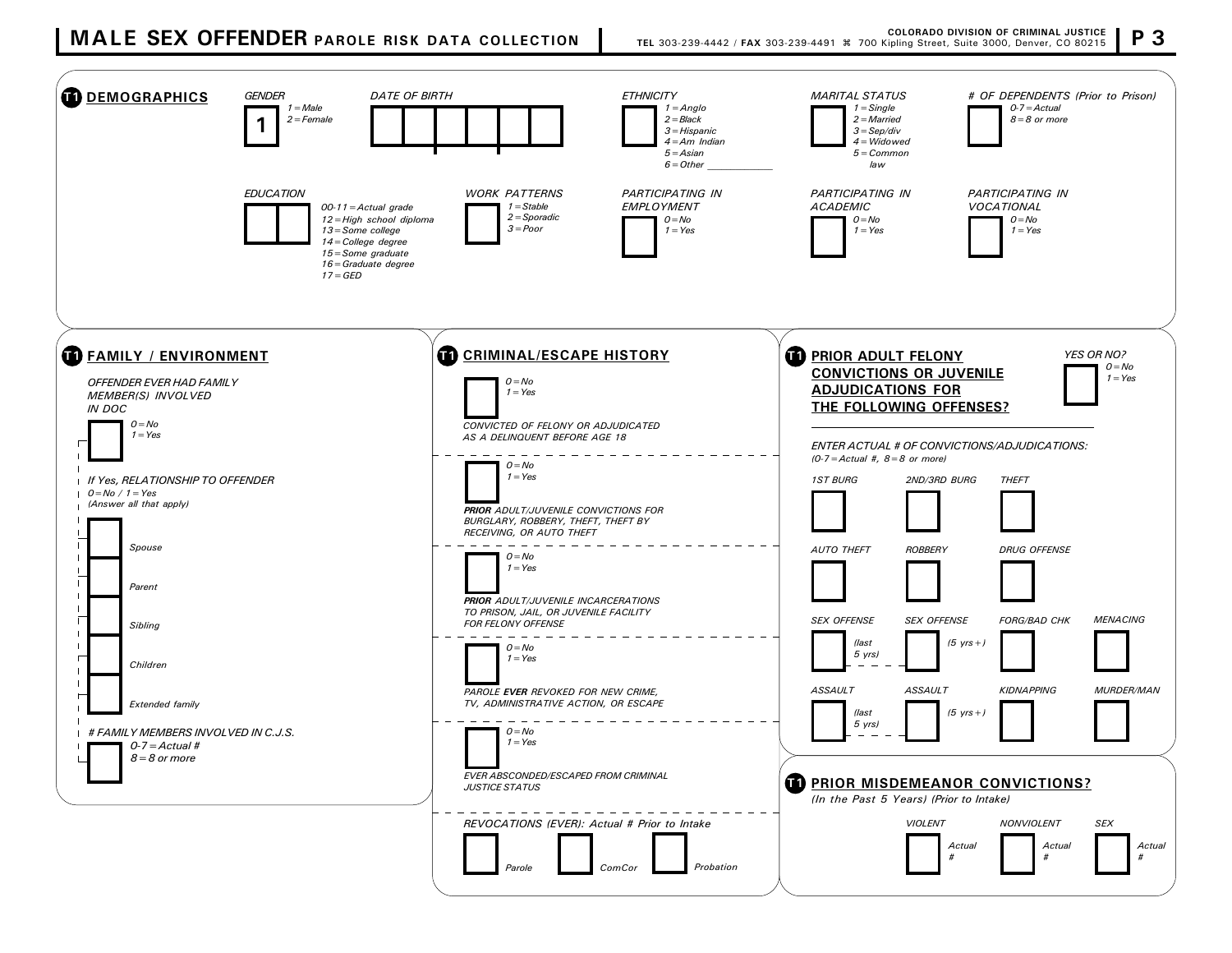# MALE SEX OFFENDER PAROLE RISK DATA COLLECTION

COLORADO DIVISION OF CRIMINAL JUSTICE
TEL 303-239-4442 / FAX 303-239-4491 ⌘ 700 Kipling Street, Suite 3000, Denver, CO 80215

## T1 DEMOGRAPHICS

*GENDER* [ 1 ]
*1 = Male*
*2 = Female*

*DATE OF BIRTH* [ | | | | | ]

*ETHNICITY* [ ]
*1 = Anglo*
*2 = Black*
*3 = Hispanic*
*4 = Am Indian*
*5 = Asian*
*6 = Other \_\_\_\_\_\_\_\_\_\_*

*MARITAL STATUS* [ ]
*1 = Single*
*2 = Married*
*3 = Sep/div*
*4 = Widowed*
*5 = Common law*

*# OF DEPENDENTS (Prior to Prison)* [ ]
*0-7 = Actual*
*8 = 8 or more*

*EDUCATION* [ | ]
*00-11 = Actual grade*
*12 = High school diploma*
*13 = Some college*
*14 = College degree*
*15 = Some graduate*
*16 = Graduate degree*
*17 = GED*

*WORK PATTERNS* [ ]
*1 = Stable*
*2 = Sporadic*
*3 = Poor*

*PARTICIPATING IN EMPLOYMENT* [ ]
*0 = No*
*1 = Yes*

*PARTICIPATING IN ACADEMIC* [ ]
*0 = No*
*1 = Yes*

*PARTICIPATING IN VOCATIONAL* [ ]
*0 = No*
*1 = Yes*

## T1 FAMILY / ENVIRONMENT

*OFFENDER EVER HAD FAMILY MEMBER(S) INVOLVED IN DOC* [ ]
*0 = No*
*1 = Yes*

*If Yes, RELATIONSHIP TO OFFENDER*
*0 = No / 1 = Yes*
*(Answer all that apply)*

- [ ] *Spouse*
- [ ] *Parent*
- [ ] *Sibling*
- [ ] *Children*
- [ ] *Extended family*

*# FAMILY MEMBERS INVOLVED IN C.J.S.* [ ]
*0-7 = Actual #*
*8 = 8 or more*

## T1 CRIMINAL/ESCAPE HISTORY

[ ] *0 = No / 1 = Yes*
*CONVICTED OF FELONY OR ADJUDICATED AS A DELINQUENT BEFORE AGE 18*

[ ] *0 = No / 1 = Yes*
***PRIOR** ADULT/JUVENILE CONVICTIONS FOR BURGLARY, ROBBERY, THEFT, THEFT BY RECEIVING, OR AUTO THEFT*

[ ] *0 = No / 1 = Yes*
***PRIOR** ADULT/JUVENILE INCARCERATIONS TO PRISON, JAIL, OR JUVENILE FACILITY FOR FELONY OFFENSE*

[ ] *0 = No / 1 = Yes*
*PAROLE **EVER** REVOKED FOR NEW CRIME, TV, ADMINISTRATIVE ACTION, OR ESCAPE*

[ ] *0 = No / 1 = Yes*
*EVER ABSCONDED/ESCAPED FROM CRIMINAL JUSTICE STATUS*

*REVOCATIONS (EVER): Actual # Prior to Intake*
[ ] *Parole* [ ] *ComCor* [ ] *Probation*

## T1 PRIOR ADULT FELONY CONVICTIONS OR JUVENILE ADJUDICATIONS FOR THE FOLLOWING OFFENSES?

*YES OR NO?* [ ]
*0 = No*
*1 = Yes*

*ENTER ACTUAL # OF CONVICTIONS/ADJUDICATIONS:*
*(0-7 = Actual #, 8 = 8 or more)*

| *1ST BURG* | *2ND/3RD BURG* | *THEFT* | |
|---|---|---|---|
| [ ] | [ ] | [ ] | |
| *AUTO THEFT* | *ROBBERY* | *DRUG OFFENSE* | |
| [ ] | [ ] | [ ] | |
| *SEX OFFENSE (last 5 yrs)* | *SEX OFFENSE (5 yrs+)* | *FORG/BAD CHK* | *MENACING* |
| [ ] | [ ] | [ ] | [ ] |
| *ASSAULT (last 5 yrs)* | *ASSAULT (5 yrs+)* | *KIDNAPPING* | *MURDER/MAN* |
| [ ] | [ ] | [ ] | [ ] |

## T1 PRIOR MISDEMEANOR CONVICTIONS?

*(In the Past 5 Years) (Prior to Intake)*

| *VIOLENT* | *NONVIOLENT* | *SEX* |
|---|---|---|
| [ ] *Actual #* | [ ] *Actual #* | [ ] *Actual #* |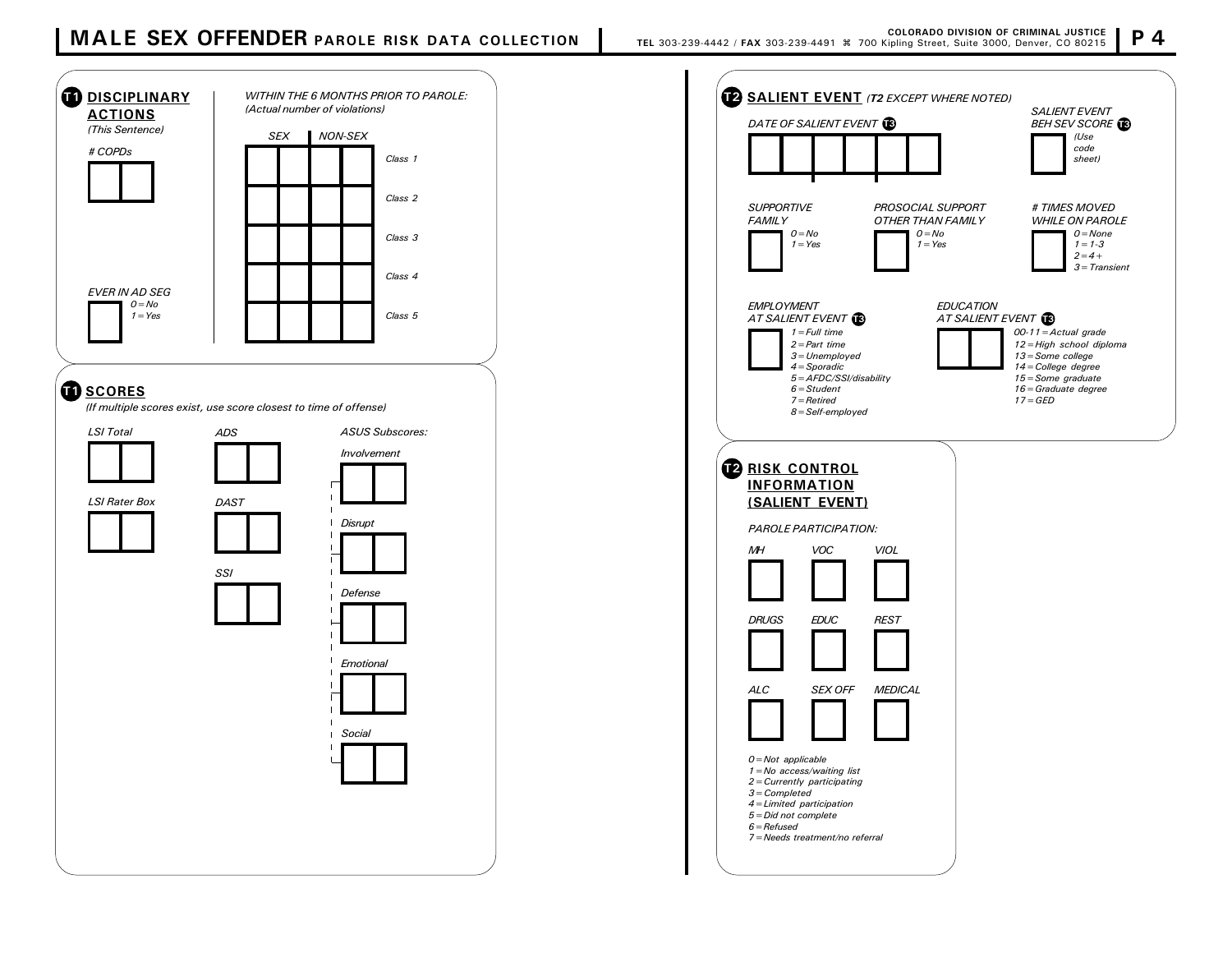# MALE SEX OFFENDER PAROLE RISK DATA COLLECTION

COLORADO DIVISION OF CRIMINAL JUSTICE
TEL 303-239-4442 / FAX 303-239-4491 ⌘ 700 Kipling Street, Suite 3000, Denver, CO 80215

## T1 DISCIPLINARY ACTIONS

*(This Sentence)*

*# COPDs*

*EVER IN AD SEG*
*0 = No*
*1 = Yes*

*WITHIN THE 6 MONTHS PRIOR TO PAROLE:*
*(Actual number of violations)*

| | SEX | NON-SEX |
|---|---|---|
| Class 1 | | |
| Class 2 | | |
| Class 3 | | |
| Class 4 | | |
| Class 5 | | |

## T1 SCORES

*(If multiple scores exist, use score closest to time of offense)*

*LSI Total*

*LSI Rater Box*

*ADS*

*DAST*

*SSI*

*ASUS Subscores:*

*Involvement*

*Disrupt*

*Defense*

*Emotional*

*Social*

## T2 SALIENT EVENT *(T2 EXCEPT WHERE NOTED)*

*DATE OF SALIENT EVENT* T3

*SALIENT EVENT BEH SEV SCORE* T3
*(Use code sheet)*

*SUPPORTIVE FAMILY*
*0 = No*
*1 = Yes*

*PROSOCIAL SUPPORT OTHER THAN FAMILY*
*0 = No*
*1 = Yes*

*# TIMES MOVED WHILE ON PAROLE*
*0 = None*
*1 = 1-3*
*2 = 4+*
*3 = Transient*

*EMPLOYMENT AT SALIENT EVENT* T3
*1 = Full time*
*2 = Part time*
*3 = Unemployed*
*4 = Sporadic*
*5 = AFDC/SSI/disability*
*6 = Student*
*7 = Retired*
*8 = Self-employed*

*EDUCATION AT SALIENT EVENT* T3
*00-11 = Actual grade*
*12 = High school diploma*
*13 = Some college*
*14 = College degree*
*15 = Some graduate*
*16 = Graduate degree*
*17 = GED*

## T2 RISK CONTROL INFORMATION (SALIENT EVENT)

*PAROLE PARTICIPATION:*

*MH*, *VOC*, *VIOL*

*DRUGS*, *EDUC*, *REST*

*ALC*, *SEX OFF*, *MEDICAL*

*0 = Not applicable*
*1 = No access/waiting list*
*2 = Currently participating*
*3 = Completed*
*4 = Limited participation*
*5 = Did not complete*
*6 = Refused*
*7 = Needs treatment/no referral*